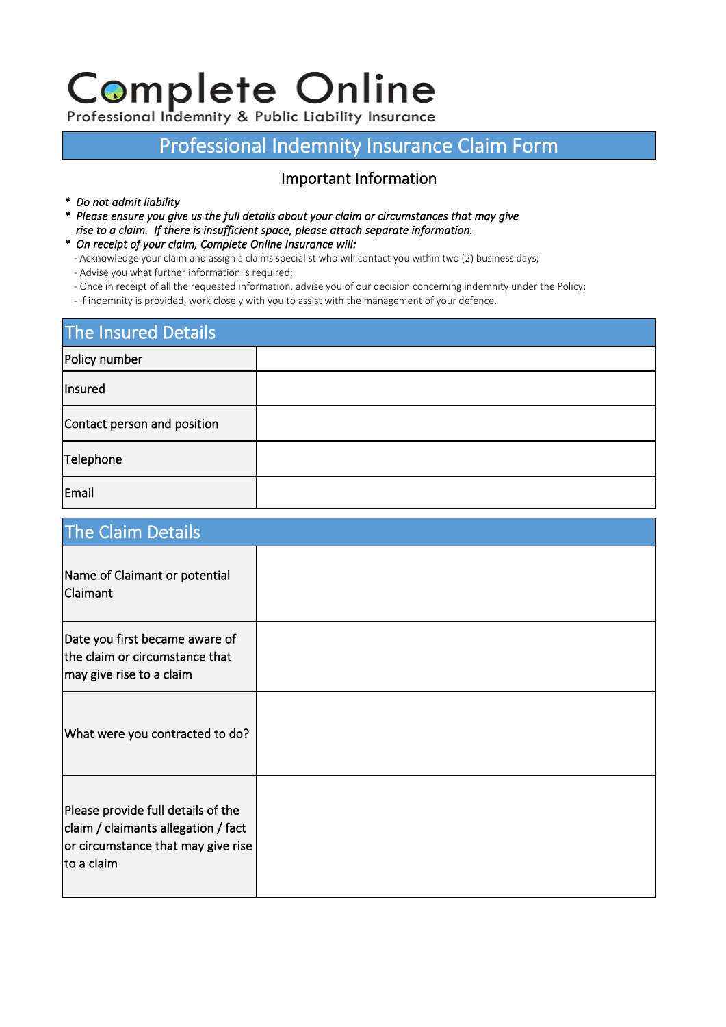# Complete Online

Professional Indemnity & Public Liability Insurance

## Professional Indemnity Insurance Claim Form

### Important Information

* *Do not admit liability*
* *Please ensure you give us the full details about your claim or circumstances that may give rise to a claim. If there is insufficient space, please attach separate information.*
* *On receipt of your claim, Complete Online Insurance will:*
  - Acknowledge your claim and assign a claims specialist who will contact you within two (2) business days;
  - Advise you what further information is required;
  - Once in receipt of all the requested information, advise you of our decision concerning indemnity under the Policy;
  - If indemnity is provided, work closely with you to assist with the management of your defence.

| The Insured Details | |
|---|---|
| Policy number | |
| Insured | |
| Contact person and position | |
| Telephone | |
| Email | |

| The Claim Details | |
|---|---|
| Name of Claimant or potential Claimant | |
| Date you first became aware of the claim or circumstance that may give rise to a claim | |
| What were you contracted to do? | |
| Please provide full details of the claim / claimants allegation / fact or circumstance that may give rise to a claim | |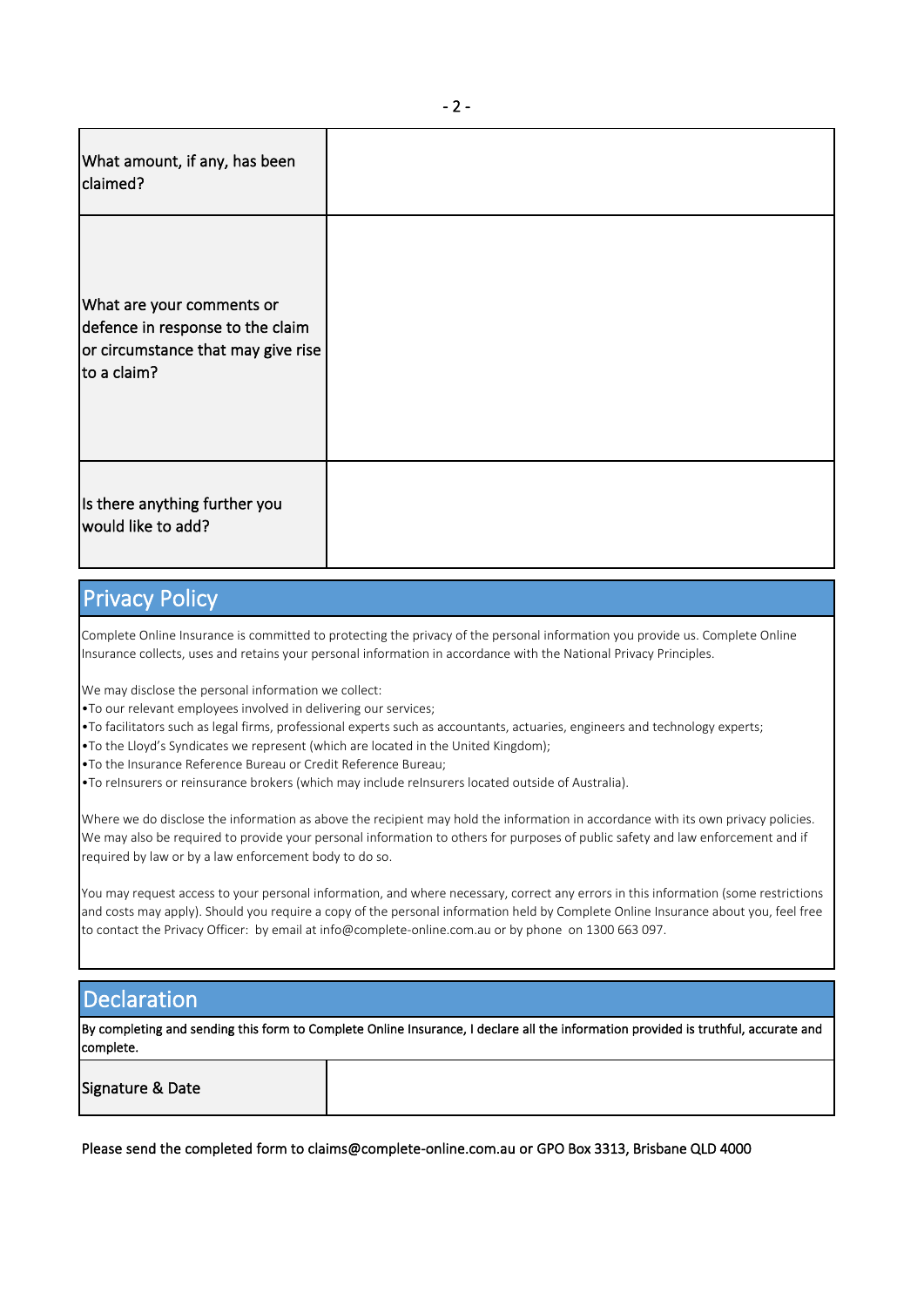| | |
|---|---|
| What amount, if any, has been claimed? | |
| What are your comments or defence in response to the claim or circumstance that may give rise to a claim? | |
| Is there anything further you would like to add? | |

## Privacy Policy

Complete Online Insurance is committed to protecting the privacy of the personal information you provide us. Complete Online Insurance collects, uses and retains your personal information in accordance with the National Privacy Principles.

We may disclose the personal information we collect:

- To our relevant employees involved in delivering our services;
- To facilitators such as legal firms, professional experts such as accountants, actuaries, engineers and technology experts;
- To the Lloyd's Syndicates we represent (which are located in the United Kingdom);
- To the Insurance Reference Bureau or Credit Reference Bureau;
- To reInsurers or reinsurance brokers (which may include reInsurers located outside of Australia).

Where we do disclose the information as above the recipient may hold the information in accordance with its own privacy policies. We may also be required to provide your personal information to others for purposes of public safety and law enforcement and if required by law or by a law enforcement body to do so.

You may request access to your personal information, and where necessary, correct any errors in this information (some restrictions and costs may apply). Should you require a copy of the personal information held by Complete Online Insurance about you, feel free to contact the Privacy Officer: by email at info@complete-online.com.au or by phone on 1300 663 097.

## Declaration

**By completing and sending this form to Complete Online Insurance, I declare all the information provided is truthful, accurate and complete.**

| | |
|---|---|
| Signature & Date | |

Please send the completed form to claims@complete-online.com.au or GPO Box 3313, Brisbane QLD 4000